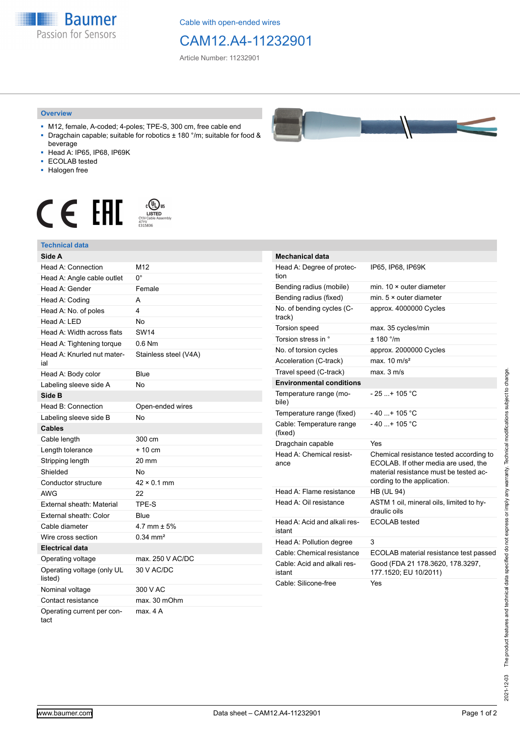Cable with open-ended wires

# CAM12.A4-11232901

Article Number: 11232901

## Overview

- M12, female, A-coded; 4-poles; TPE-S, 300 cm, free cable end
- Dragchain capable; suitable for robotics ± 180 °/m; suitable for food & beverage
- Head A: IP65, IP68, IP69K
- ECOLAB tested
- Halogen free

## Technical data

| Side A | |
|---|---|
| Head A: Connection | M12 |
| Head A: Angle cable outlet | 0° |
| Head A: Gender | Female |
| Head A: Coding | A |
| Head A: No. of poles | 4 |
| Head A: LED | No |
| Head A: Width across flats | SW14 |
| Head A: Tightening torque | 0.6 Nm |
| Head A: Knurled nut material | Stainless steel (V4A) |
| Head A: Body color | Blue |
| Labeling sleeve side A | No |
| **Side B** | |
| Head B: Connection | Open-ended wires |
| Labeling sleeve side B | No |
| **Cables** | |
| Cable length | 300 cm |
| Length tolerance | + 10 cm |
| Stripping length | 20 mm |
| Shielded | No |
| Conductor structure | 42 × 0.1 mm |
| AWG | 22 |
| External sheath: Material | TPE-S |
| External sheath: Color | Blue |
| Cable diameter | 4.7 mm ± 5% |
| Wire cross section | 0.34 mm² |
| **Electrical data** | |
| Operating voltage | max. 250 V AC/DC |
| Operating voltage (only UL listed) | 30 V AC/DC |
| Nominal voltage | 300 V AC |
| Contact resistance | max. 30 mOhm |
| Operating current per contact | max. 4 A |

| Mechanical data | |
|---|---|
| Head A: Degree of protection | IP65, IP68, IP69K |
| Bending radius (mobile) | min. 10 × outer diameter |
| Bending radius (fixed) | min. 5 × outer diameter |
| No. of bending cycles (C-track) | approx. 4000000 Cycles |
| Torsion speed | max. 35 cycles/min |
| Torsion stress in ° | ± 180 °/m |
| No. of torsion cycles | approx. 2000000 Cycles |
| Acceleration (C-track) | max. 10 m/s² |
| Travel speed (C-track) | max. 3 m/s |
| **Environmental conditions** | |
| Temperature range (mobile) | - 25 ...+ 105 °C |
| Temperature range (fixed) | - 40 ...+ 105 °C |
| Cable: Temperature range (fixed) | - 40 ...+ 105 °C |
| Dragchain capable | Yes |
| Head A: Chemical resistance | Chemical resistance tested according to ECOLAB. If other media are used, the material resistance must be tested according to the application. |
| Head A: Flame resistance | HB (UL 94) |
| Head A: Oil resistance | ASTM 1 oil, mineral oils, limited to hydraulic oils |
| Head A: Acid and alkali resistant | ECOLAB tested |
| Head A: Pollution degree | 3 |
| Cable: Chemical resistance | ECOLAB material resistance test passed |
| Cable: Acid and alkali resistant | Good (FDA 21 178.3620, 178.3297, 177.1520; EU 10/2011) |
| Cable: Silicone-free | Yes |

2021-12-03 The product features and technical data specified do not express or imply any warranty. Technical modifications subject to change.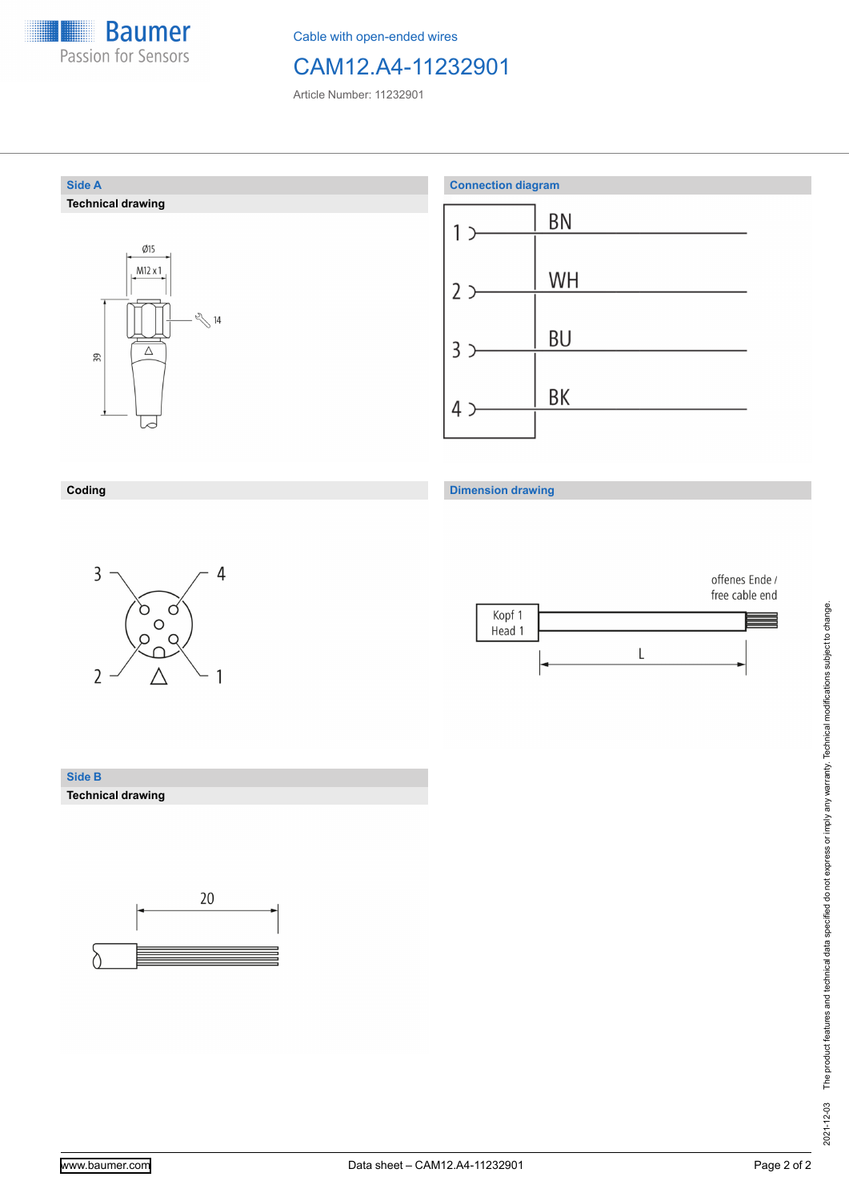Cable with open-ended wires

# CAM12.A4-11232901

Article Number: 11232901

## Side A

### Technical drawing

Ø15
M12 x 1
14
39

## Connection diagram

1 BN
2 WH
3 BU
4 BK

### Coding

3
4
2
1

## Dimension drawing

offenes Ende /
free cable end
Kopf 1
Head 1
L

## Side B

### Technical drawing

20

2021-12-03 The product features and technical data specified do not express or imply any warranty. Technical modifications subject to change.

www.baumer.com

Data sheet – CAM12.A4-11232901